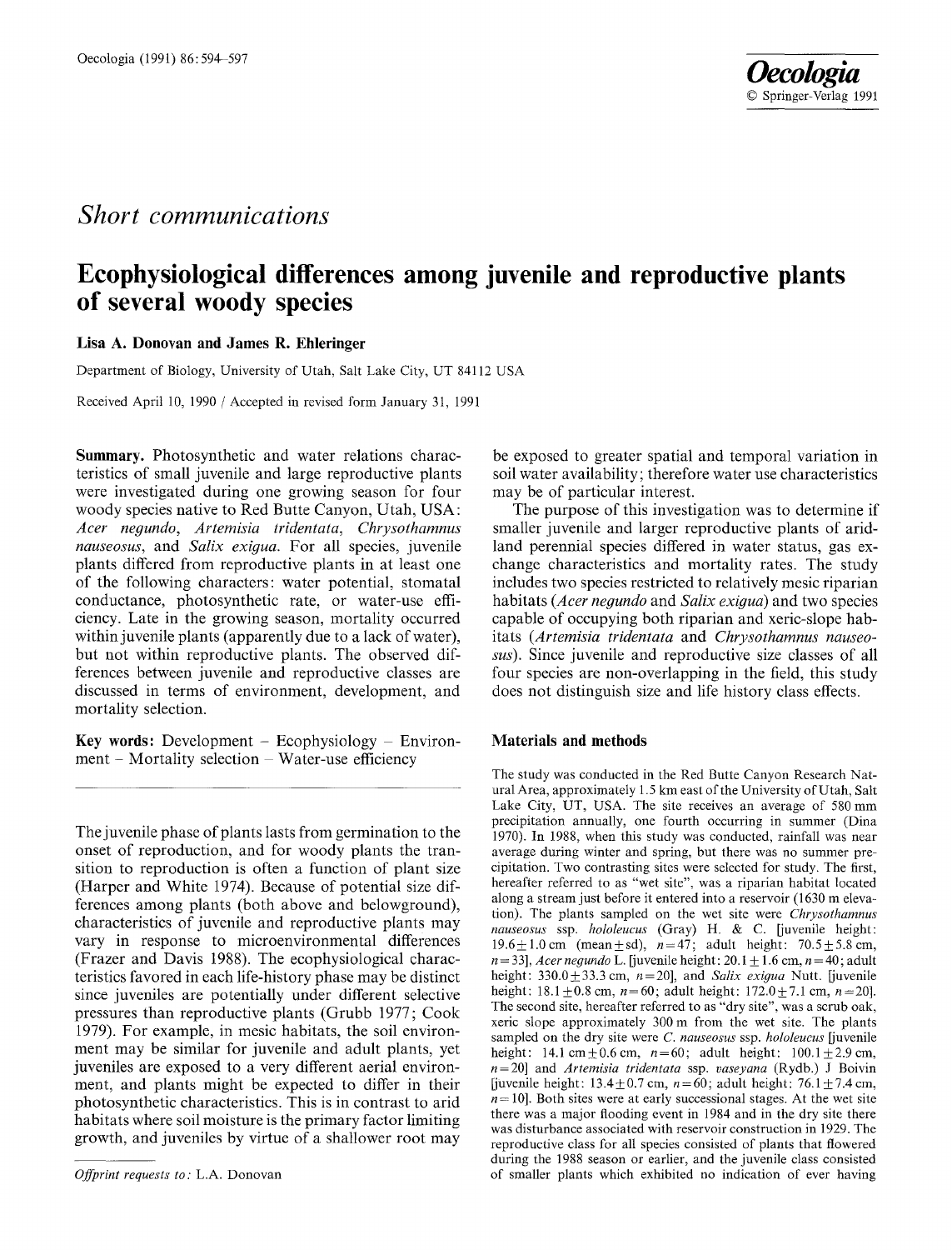## Short communications

# Ecophysiological differences among juvenile and reproductive plants of several woody species

**Lisa A. Donovan and James R. Ehleringer**

Department of Biology, University of Utah, Salt Lake City, UT 84112 USA

Received April 10, 1990 / Accepted in revised form January 31, 1991

**Summary.** Photosynthetic and water relations characteristics of small juvenile and large reproductive plants were investigated during one growing season for four woody species native to Red Butte Canyon, Utah, USA: *Acer negundo*, *Artemisia tridentata*, *Chrysothamnus nauseosus*, and *Salix exigua*. For all species, juvenile plants differed from reproductive plants in at least one of the following characters: water potential, stomatal conductance, photosynthetic rate, or water-use efficiency. Late in the growing season, mortality occurred within juvenile plants (apparently due to a lack of water), but not within reproductive plants. The observed differences between juvenile and reproductive classes are discussed in terms of environment, development, and mortality selection.

**Key words:** Development – Ecophysiology – Environment – Mortality selection – Water-use efficiency

The juvenile phase of plants lasts from germination to the onset of reproduction, and for woody plants the transition to reproduction is often a function of plant size (Harper and White 1974). Because of potential size differences among plants (both above and belowground), characteristics of juvenile and reproductive plants may vary in response to microenvironmental differences (Frazer and Davis 1988). The ecophysiological characteristics favored in each life-history phase may be distinct since juveniles are potentially under different selective pressures than reproductive plants (Grubb 1977; Cook 1979). For example, in mesic habitats, the soil environment may be similar for juvenile and adult plants, yet juveniles are exposed to a very different aerial environment, and plants might be expected to differ in their photosynthetic characteristics. This is in contrast to arid habitats where soil moisture is the primary factor limiting growth, and juveniles by virtue of a shallower root may be exposed to greater spatial and temporal variation in soil water availability; therefore water use characteristics may be of particular interest.

The purpose of this investigation was to determine if smaller juvenile and larger reproductive plants of arid-land perennial species differed in water status, gas exchange characteristics and mortality rates. The study includes two species restricted to relatively mesic riparian habitats (*Acer negundo* and *Salix exigua*) and two species capable of occupying both riparian and xeric-slope habitats (*Artemisia tridentata* and *Chrysothamnus nauseosus*). Since juvenile and reproductive size classes of all four species are non-overlapping in the field, this study does not distinguish size and life history class effects.

## Materials and methods

The study was conducted in the Red Butte Canyon Research Natural Area, approximately 1.5 km east of the University of Utah, Salt Lake City, UT, USA. The site receives an average of 580 mm precipitation annually, one fourth occurring in summer (Dina 1970). In 1988, when this study was conducted, rainfall was near average during winter and spring, but there was no summer precipitation. Two contrasting sites were selected for study. The first, hereafter referred to as "wet site", was a riparian habitat located along a stream just before it entered into a reservoir (1630 m elevation). The plants sampled on the wet site were *Chrysothamnus nauseosus* ssp. *hololeucus* (Gray) H. & C. [juvenile height: $19.6 \pm 1.0$ cm (mean ± sd), $n = 47$; adult height: $70.5 \pm 5.8$ cm, $n = 33$], *Acer negundo* L. [juvenile height: $20.1 \pm 1.6$ cm, $n = 40$; adult height: $330.0 \pm 33.3$ cm, $n = 20$], and *Salix exigua* Nutt. [juvenile height: $18.1 \pm 0.8$ cm, $n = 60$; adult height: $172.0 \pm 7.1$ cm, $n = 20$]. The second site, hereafter referred to as "dry site", was a scrub oak, xeric slope approximately 300 m from the wet site. The plants sampled on the dry site were *C. nauseosus* ssp. *hololeucus* [juvenile height: $14.1$ cm $\pm 0.6$ cm, $n = 60$; adult height: $100.1 \pm 2.9$ cm, $n = 20$] and *Artemisia tridentata* ssp. *vaseyana* (Rydb.) J Boivin [juvenile height: $13.4 \pm 0.7$ cm, $n = 60$; adult height: $76.1 \pm 7.4$ cm, $n = 10$]. Both sites were at early successional stages. At the wet site there was a major flooding event in 1984 and in the dry site there was disturbance associated with reservoir construction in 1929. The reproductive class for all species consisted of plants that flowered during the 1988 season or earlier, and the juvenile class consisted of smaller plants which exhibited no indication of ever having

*Offprint requests to:* L.A. Donovan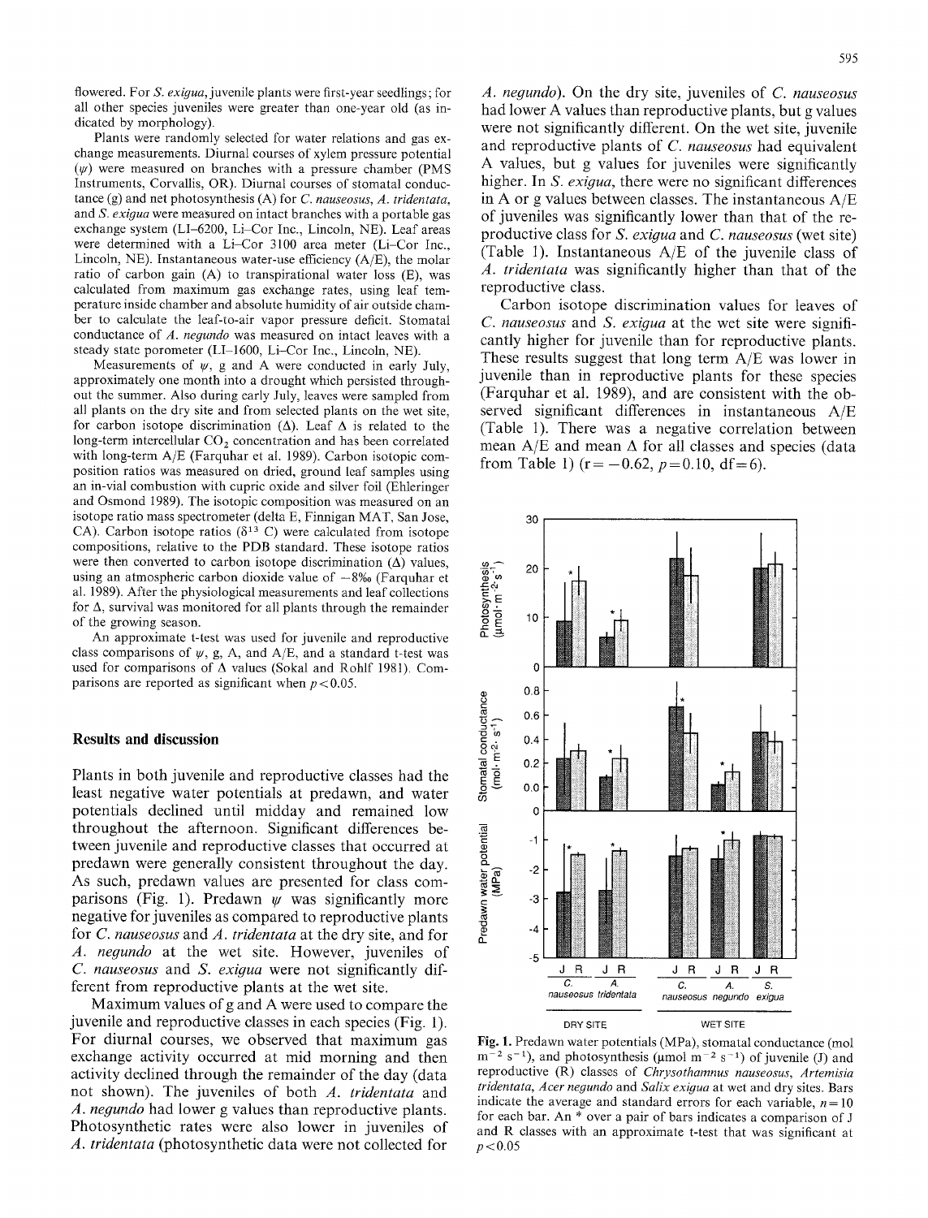flowered. For *S. exigua*, juvenile plants were first-year seedlings; for all other species juveniles were greater than one-year old (as indicated by morphology).

Plants were randomly selected for water relations and gas exchange measurements. Diurnal courses of xylem pressure potential ($\psi$) were measured on branches with a pressure chamber (PMS Instruments, Corvallis, OR). Diurnal courses of stomatal conductance (g) and net photosynthesis (A) for *C. nauseosus*, *A. tridentata*, and *S. exigua* were measured on intact branches with a portable gas exchange system (LI-6200, Li-Cor Inc., Lincoln, NE). Leaf areas were determined with a Li-Cor 3100 area meter (Li-Cor Inc., Lincoln, NE). Instantaneous water-use efficiency (A/E), the molar ratio of carbon gain (A) to transpirational water loss (E), was calculated from maximum gas exchange rates, using leaf temperature inside chamber and absolute humidity of air outside chamber to calculate the leaf-to-air vapor pressure deficit. Stomatal conductance of *A. negundo* was measured on intact leaves with a steady state porometer (LI-1600, Li-Cor Inc., Lincoln, NE).

Measurements of $\psi$, g and A were conducted in early July, approximately one month into a drought which persisted throughout the summer. Also during early July, leaves were sampled from all plants on the dry site and from selected plants on the wet site, for carbon isotope discrimination ($\Delta$). Leaf $\Delta$ is related to the long-term intercellular $CO_2$ concentration and has been correlated with long-term A/E (Farquhar et al. 1989). Carbon isotopic composition ratios was measured on dried, ground leaf samples using an in-vial combustion with cupric oxide and silver foil (Ehleringer and Osmond 1989). The isotopic composition was measured on an isotope ratio mass spectrometer (delta E, Finnigan MAT, San Jose, CA). Carbon isotope ratios ($\delta^{13}$ C) were calculated from isotope compositions, relative to the PDB standard. These isotope ratios were then converted to carbon isotope discrimination ($\Delta$) values, using an atmospheric carbon dioxide value of −8‰ (Farquhar et al. 1989). After the physiological measurements and leaf collections for $\Delta$, survival was monitored for all plants through the remainder of the growing season.

An approximate t-test was used for juvenile and reproductive class comparisons of $\psi$, g, A, and A/E, and a standard t-test was used for comparisons of $\Delta$ values (Sokal and Rohlf 1981). Comparisons are reported as significant when $p < 0.05$.

## Results and discussion

Plants in both juvenile and reproductive classes had the least negative water potentials at predawn, and water potentials declined until midday and remained low throughout the afternoon. Significant differences between juvenile and reproductive classes that occurred at predawn were generally consistent throughout the day. As such, predawn values are presented for class comparisons (Fig. 1). Predawn $\psi$ was significantly more negative for juveniles as compared to reproductive plants for *C. nauseosus* and *A. tridentata* at the dry site, and for *A. negundo* at the wet site. However, juveniles of *C. nauseosus* and *S. exigua* were not significantly different from reproductive plants at the wet site.

Maximum values of g and A were used to compare the juvenile and reproductive classes in each species (Fig. 1). For diurnal courses, we observed that maximum gas exchange activity occurred at mid morning and then activity declined through the remainder of the day (data not shown). The juveniles of both *A. tridentata* and *A. negundo* had lower g values than reproductive plants. Photosynthetic rates were also lower in juveniles of *A. tridentata* (photosynthetic data were not collected for *A. negundo*). On the dry site, juveniles of *C. nauseosus* had lower A values than reproductive plants, but g values were not significantly different. On the wet site, juvenile and reproductive plants of *C. nauseosus* had equivalent A values, but g values for juveniles were significantly higher. In *S. exigua*, there were no significant differences in A or g values between classes. The instantaneous A/E of juveniles was significantly lower than that of the reproductive class for *S. exigua* and *C. nauseosus* (wet site) (Table 1). Instantaneous A/E of the juvenile class of *A. tridentata* was significantly higher than that of the reproductive class.

Carbon isotope discrimination values for leaves of *C. nauseosus* and *S. exigua* at the wet site were significantly higher for juvenile than for reproductive plants. These results suggest that long term A/E was lower in juvenile than in reproductive plants for these species (Farquhar et al. 1989), and are consistent with the observed significant differences in instantaneous A/E (Table 1). There was a negative correlation between mean A/E and mean $\Delta$ for all classes and species (data from Table 1) ($r = -0.62$, $p = 0.10$, $df = 6$).

**Fig. 1.** Predawn water potentials (MPa), stomatal conductance (mol $m^{-2}$ $s^{-1}$), and photosynthesis (μmol $m^{-2}$ $s^{-1}$) of juvenile (J) and reproductive (R) classes of *Chrysothamnus nauseosus*, *Artemisia tridentata*, *Acer negundo* and *Salix exigua* at wet and dry sites. Bars indicate the average and standard errors for each variable, $n = 10$ for each bar. An * over a pair of bars indicates a comparison of J and R classes with an approximate t-test that was significant at $p < 0.05$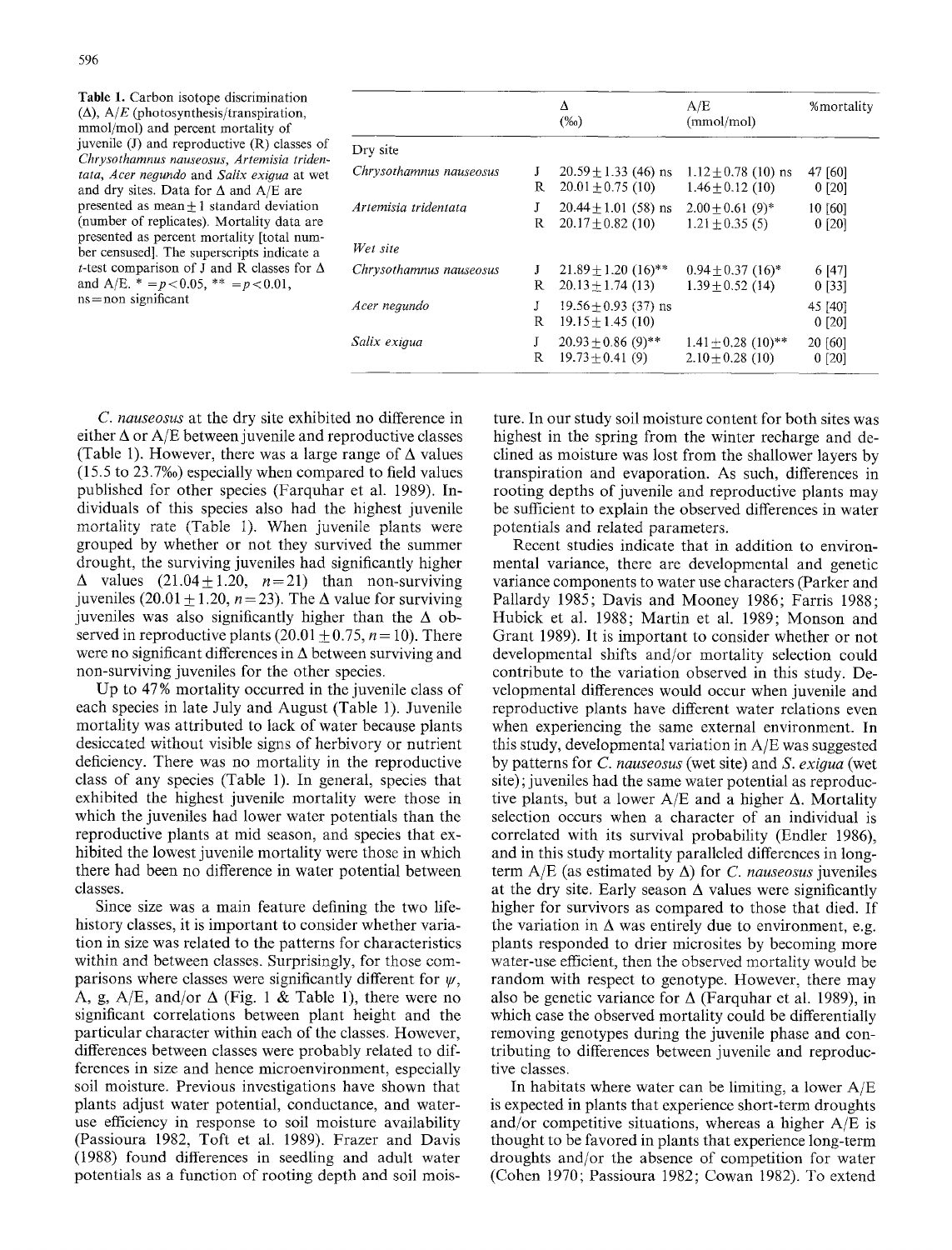**Table 1.** Carbon isotope discrimination (Δ), A/E (photosynthesis/transpiration, mmol/mol) and percent mortality of juvenile (J) and reproductive (R) classes of *Chrysothamnus nauseosus*, *Artemisia tridentata*, *Acer negundo* and *Salix exigua* at wet and dry sites. Data for Δ and A/E are presented as mean ± 1 standard deviation (number of replicates). Mortality data are presented as percent mortality [total number censused]. The superscripts indicate a *t*-test comparison of J and R classes for Δ and A/E. * = $p < 0.05$, ** = $p < 0.01$, ns = non significant

| | | Δ (‰) | A/E (mmol/mol) | %mortality |
|---|---|---|---|---|
| *Dry site* | | | | |
| *Chrysothamnus nauseosus* | J | 20.59 ± 1.33 (46) ns | 1.12 ± 0.78 (10) ns | 47 [60] |
| | R | 20.01 ± 0.75 (10) | 1.46 ± 0.12 (10) | 0 [20] |
| *Artemisia tridentata* | J | 20.44 ± 1.01 (58) ns | 2.00 ± 0.61 (9)* | 10 [60] |
| | R | 20.17 ± 0.82 (10) | 1.21 ± 0.35 (5) | 0 [20] |
| *Wet site* | | | | |
| *Chrysothamnus nauseosus* | J | 21.89 ± 1.20 (16)** | 0.94 ± 0.37 (16)* | 6 [47] |
| | R | 20.13 ± 1.74 (13) | 1.39 ± 0.52 (14) | 0 [33] |
| *Acer negundo* | J | 19.56 ± 0.93 (37) ns | | 45 [40] |
| | R | 19.15 ± 1.45 (10) | | 0 [20] |
| *Salix exigua* | J | 20.93 ± 0.86 (9)** | 1.41 ± 0.28 (10)** | 20 [60] |
| | R | 19.73 ± 0.41 (9) | 2.10 ± 0.28 (10) | 0 [20] |

*C. nauseosus* at the dry site exhibited no difference in either Δ or A/E between juvenile and reproductive classes (Table 1). However, there was a large range of Δ values (15.5 to 23.7‰) especially when compared to field values published for other species (Farquhar et al. 1989). Individuals of this species also had the highest juvenile mortality rate (Table 1). When juvenile plants were grouped by whether or not they survived the summer drought, the surviving juveniles had significantly higher Δ values (21.04 ± 1.20, $n = 21$) than non-surviving juveniles (20.01 ± 1.20, $n = 23$). The Δ value for surviving juveniles was also significantly higher than the Δ observed in reproductive plants (20.01 ± 0.75, $n = 10$). There were no significant differences in Δ between surviving and non-surviving juveniles for the other species.

Up to 47% mortality occurred in the juvenile class of each species in late July and August (Table 1). Juvenile mortality was attributed to lack of water because plants desiccated without visible signs of herbivory or nutrient deficiency. There was no mortality in the reproductive class of any species (Table 1). In general, species that exhibited the highest juvenile mortality were those in which the juveniles had lower water potentials than the reproductive plants at mid season, and species that exhibited the lowest juvenile mortality were those in which there had been no difference in water potential between classes.

Since size was a main feature defining the two life-history classes, it is important to consider whether variation in size was related to the patterns for characteristics within and between classes. Surprisingly, for those comparisons where classes were significantly different for $\psi$, A, g, A/E, and/or Δ (Fig. 1 & Table 1), there were no significant correlations between plant height and the particular character within each of the classes. However, differences between classes were probably related to differences in size and hence microenvironment, especially soil moisture. Previous investigations have shown that plants adjust water potential, conductance, and water-use efficiency in response to soil moisture availability (Passioura 1982, Toft et al. 1989). Frazer and Davis (1988) found differences in seedling and adult water potentials as a function of rooting depth and soil moisture. In our study soil moisture content for both sites was highest in the spring from the winter recharge and declined as moisture was lost from the shallower layers by transpiration and evaporation. As such, differences in rooting depths of juvenile and reproductive plants may be sufficient to explain the observed differences in water potentials and related parameters.

Recent studies indicate that in addition to environmental variance, there are developmental and genetic variance components to water use characters (Parker and Pallardy 1985; Davis and Mooney 1986; Farris 1988; Hubick et al. 1988; Martin et al. 1989; Monson and Grant 1989). It is important to consider whether or not developmental shifts and/or mortality selection could contribute to the variation observed in this study. Developmental differences would occur when juvenile and reproductive plants have different water relations even when experiencing the same external environment. In this study, developmental variation in A/E was suggested by patterns for *C. nauseosus* (wet site) and *S. exigua* (wet site); juveniles had the same water potential as reproductive plants, but a lower A/E and a higher Δ. Mortality selection occurs when a character of an individual is correlated with its survival probability (Endler 1986), and in this study mortality paralleled differences in long-term A/E (as estimated by Δ) for *C. nauseosus* juveniles at the dry site. Early season Δ values were significantly higher for survivors as compared to those that died. If the variation in Δ was entirely due to environment, e.g. plants responded to drier microsites by becoming more water-use efficient, then the observed mortality would be random with respect to genotype. However, there may also be genetic variance for Δ (Farquhar et al. 1989), in which case the observed mortality could be differentially removing genotypes during the juvenile phase and contributing to differences between juvenile and reproductive classes.

In habitats where water can be limiting, a lower A/E is expected in plants that experience short-term droughts and/or competitive situations, whereas a higher A/E is thought to be favored in plants that experience long-term droughts and/or the absence of competition for water (Cohen 1970; Passioura 1982; Cowan 1982). To extend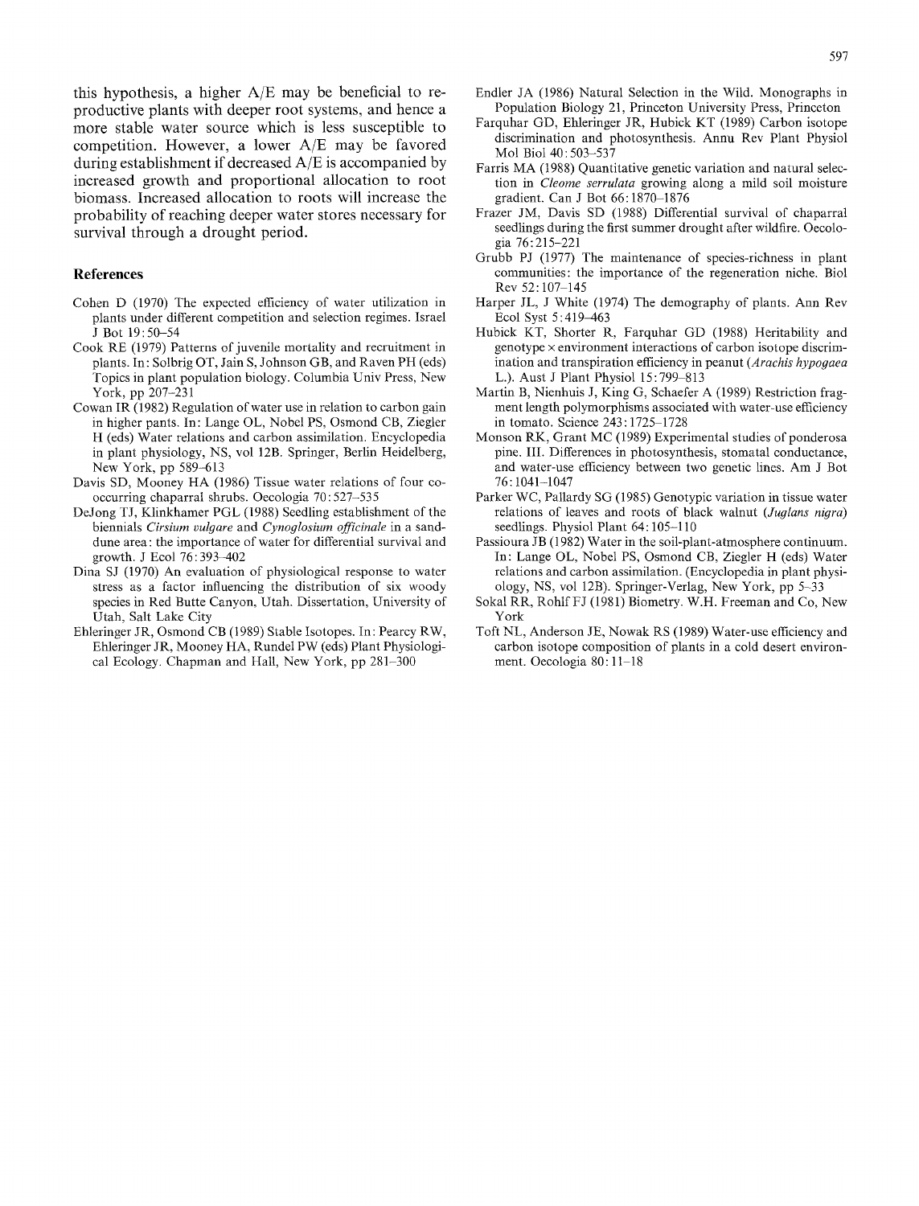this hypothesis, a higher A/E may be beneficial to reproductive plants with deeper root systems, and hence a more stable water source which is less susceptible to competition. However, a lower A/E may be favored during establishment if decreased A/E is accompanied by increased growth and proportional allocation to root biomass. Increased allocation to roots will increase the probability of reaching deeper water stores necessary for survival through a drought period.

## References

Cohen D (1970) The expected efficiency of water utilization in plants under different competition and selection regimes. Israel J Bot 19:50–54

Cook RE (1979) Patterns of juvenile mortality and recruitment in plants. In: Solbrig OT, Jain S, Johnson GB, and Raven PH (eds) Topics in plant population biology. Columbia Univ Press, New York, pp 207–231

Cowan IR (1982) Regulation of water use in relation to carbon gain in higher pants. In: Lange OL, Nobel PS, Osmond CB, Ziegler H (eds) Water relations and carbon assimilation. Encyclopedia in plant physiology, NS, vol 12B. Springer, Berlin Heidelberg, New York, pp 589–613

Davis SD, Mooney HA (1986) Tissue water relations of four cooccurring chaparral shrubs. Oecologia 70:527–535

DeJong TJ, Klinkhamer PGL (1988) Seedling establishment of the biennials *Cirsium vulgare* and *Cynoglosium officinale* in a sanddune area: the importance of water for differential survival and growth. J Ecol 76:393–402

Dina SJ (1970) An evaluation of physiological response to water stress as a factor influencing the distribution of six woody species in Red Butte Canyon, Utah. Dissertation, University of Utah, Salt Lake City

Ehleringer JR, Osmond CB (1989) Stable Isotopes. In: Pearcy RW, Ehleringer JR, Mooney HA, Rundel PW (eds) Plant Physiological Ecology. Chapman and Hall, New York, pp 281–300

Endler JA (1986) Natural Selection in the Wild. Monographs in Population Biology 21, Princeton University Press, Princeton

Farquhar GD, Ehleringer JR, Hubick KT (1989) Carbon isotope discrimination and photosynthesis. Annu Rev Plant Physiol Mol Biol 40:503–537

Farris MA (1988) Quantitative genetic variation and natural selection in *Cleome serrulata* growing along a mild soil moisture gradient. Can J Bot 66:1870–1876

Frazer JM, Davis SD (1988) Differential survival of chaparral seedlings during the first summer drought after wildfire. Oecologia 76:215–221

Grubb PJ (1977) The maintenance of species-richness in plant communities: the importance of the regeneration niche. Biol Rev 52:107–145

Harper JL, J White (1974) The demography of plants. Ann Rev Ecol Syst 5:419–463

Hubick KT, Shorter R, Farquhar GD (1988) Heritability and genotype × environment interactions of carbon isotope discrimination and transpiration efficiency in peanut (*Arachis hypogaea* L.). Aust J Plant Physiol 15:799–813

Martin B, Nienhuis J, King G, Schaefer A (1989) Restriction fragment length polymorphisms associated with water-use efficiency in tomato. Science 243:1725–1728

Monson RK, Grant MC (1989) Experimental studies of ponderosa pine. III. Differences in photosynthesis, stomatal conductance, and water-use efficiency between two genetic lines. Am J Bot 76:1041–1047

Parker WC, Pallardy SG (1985) Genotypic variation in tissue water relations of leaves and roots of black walnut (*Juglans nigra*) seedlings. Physiol Plant 64:105–110

Passioura JB (1982) Water in the soil-plant-atmosphere continuum. In: Lange OL, Nobel PS, Osmond CB, Ziegler H (eds) Water relations and carbon assimilation. (Encyclopedia in plant physiology, NS, vol 12B). Springer-Verlag, New York, pp 5–33

Sokal RR, Rohlf FJ (1981) Biometry. W.H. Freeman and Co, New York

Toft NL, Anderson JE, Nowak RS (1989) Water-use efficiency and carbon isotope composition of plants in a cold desert environment. Oecologia 80:11–18